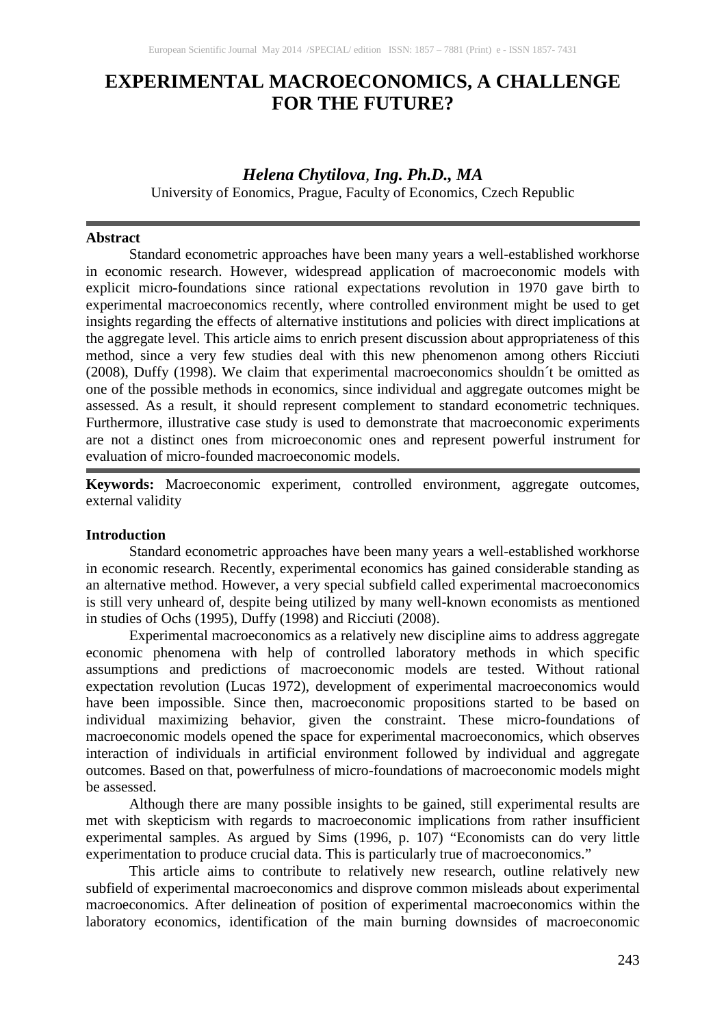# EXPERIMENTAL MACROECONOMICS, A CHALLENGE FOR THE FUTURE?

***Helena Chytilova*, *Ing. Ph.D., MA***
University of Eonomics, Prague, Faculty of Economics, Czech Republic

---

**Abstract**

Standard econometric approaches have been many years a well-established workhorse in economic research. However, widespread application of macroeconomic models with explicit micro-foundations since rational expectations revolution in 1970 gave birth to experimental macroeconomics recently, where controlled environment might be used to get insights regarding the effects of alternative institutions and policies with direct implications at the aggregate level. This article aims to enrich present discussion about appropriateness of this method, since a very few studies deal with this new phenomenon among others Ricciuti (2008), Duffy (1998). We claim that experimental macroeconomics shouldn´t be omitted as one of the possible methods in economics, since individual and aggregate outcomes might be assessed. As a result, it should represent complement to standard econometric techniques. Furthermore, illustrative case study is used to demonstrate that macroeconomic experiments are not a distinct ones from microeconomic ones and represent powerful instrument for evaluation of micro-founded macroeconomic models.

---

**Keywords:** Macroeconomic experiment, controlled environment, aggregate outcomes, external validity

**Introduction**

Standard econometric approaches have been many years a well-established workhorse in economic research. Recently, experimental economics has gained considerable standing as an alternative method. However, a very special subfield called experimental macroeconomics is still very unheard of, despite being utilized by many well-known economists as mentioned in studies of Ochs (1995), Duffy (1998) and Ricciuti (2008).

Experimental macroeconomics as a relatively new discipline aims to address aggregate economic phenomena with help of controlled laboratory methods in which specific assumptions and predictions of macroeconomic models are tested. Without rational expectation revolution (Lucas 1972), development of experimental macroeconomics would have been impossible. Since then, macroeconomic propositions started to be based on individual maximizing behavior, given the constraint. These micro-foundations of macroeconomic models opened the space for experimental macroeconomics, which observes interaction of individuals in artificial environment followed by individual and aggregate outcomes. Based on that, powerfulness of micro-foundations of macroeconomic models might be assessed.

Although there are many possible insights to be gained, still experimental results are met with skepticism with regards to macroeconomic implications from rather insufficient experimental samples. As argued by Sims (1996, p. 107) "Economists can do very little experimentation to produce crucial data. This is particularly true of macroeconomics."

This article aims to contribute to relatively new research, outline relatively new subfield of experimental macroeconomics and disprove common misleads about experimental macroeconomics. After delineation of position of experimental macroeconomics within the laboratory economics, identification of the main burning downsides of macroeconomic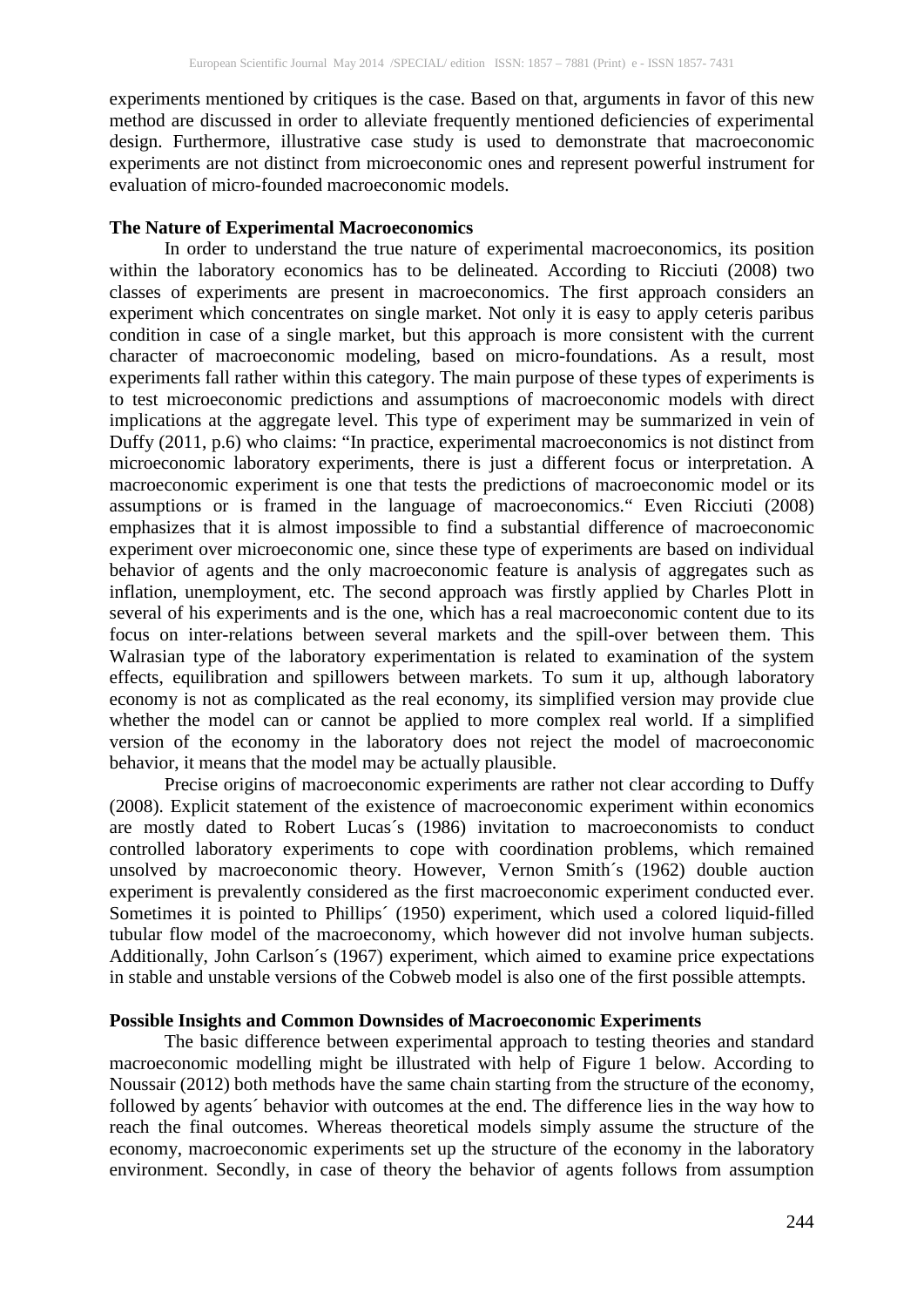experiments mentioned by critiques is the case. Based on that, arguments in favor of this new method are discussed in order to alleviate frequently mentioned deficiencies of experimental design. Furthermore, illustrative case study is used to demonstrate that macroeconomic experiments are not distinct from microeconomic ones and represent powerful instrument for evaluation of micro-founded macroeconomic models.

## The Nature of Experimental Macroeconomics

In order to understand the true nature of experimental macroeconomics, its position within the laboratory economics has to be delineated. According to Ricciuti (2008) two classes of experiments are present in macroeconomics. The first approach considers an experiment which concentrates on single market. Not only it is easy to apply ceteris paribus condition in case of a single market, but this approach is more consistent with the current character of macroeconomic modeling, based on micro-foundations. As a result, most experiments fall rather within this category. The main purpose of these types of experiments is to test microeconomic predictions and assumptions of macroeconomic models with direct implications at the aggregate level. This type of experiment may be summarized in vein of Duffy (2011, p.6) who claims: "In practice, experimental macroeconomics is not distinct from microeconomic laboratory experiments, there is just a different focus or interpretation. A macroeconomic experiment is one that tests the predictions of macroeconomic model or its assumptions or is framed in the language of macroeconomics." Even Ricciuti (2008) emphasizes that it is almost impossible to find a substantial difference of macroeconomic experiment over microeconomic one, since these type of experiments are based on individual behavior of agents and the only macroeconomic feature is analysis of aggregates such as inflation, unemployment, etc. The second approach was firstly applied by Charles Plott in several of his experiments and is the one, which has a real macroeconomic content due to its focus on inter-relations between several markets and the spill-over between them. This Walrasian type of the laboratory experimentation is related to examination of the system effects, equilibration and spillowers between markets. To sum it up, although laboratory economy is not as complicated as the real economy, its simplified version may provide clue whether the model can or cannot be applied to more complex real world. If a simplified version of the economy in the laboratory does not reject the model of macroeconomic behavior, it means that the model may be actually plausible.

Precise origins of macroeconomic experiments are rather not clear according to Duffy (2008). Explicit statement of the existence of macroeconomic experiment within economics are mostly dated to Robert Lucas´s (1986) invitation to macroeconomists to conduct controlled laboratory experiments to cope with coordination problems, which remained unsolved by macroeconomic theory. However, Vernon Smith´s (1962) double auction experiment is prevalently considered as the first macroeconomic experiment conducted ever. Sometimes it is pointed to Phillips´ (1950) experiment, which used a colored liquid-filled tubular flow model of the macroeconomy, which however did not involve human subjects. Additionally, John Carlson´s (1967) experiment, which aimed to examine price expectations in stable and unstable versions of the Cobweb model is also one of the first possible attempts.

## Possible Insights and Common Downsides of Macroeconomic Experiments

The basic difference between experimental approach to testing theories and standard macroeconomic modelling might be illustrated with help of Figure 1 below. According to Noussair (2012) both methods have the same chain starting from the structure of the economy, followed by agents´ behavior with outcomes at the end. The difference lies in the way how to reach the final outcomes. Whereas theoretical models simply assume the structure of the economy, macroeconomic experiments set up the structure of the economy in the laboratory environment. Secondly, in case of theory the behavior of agents follows from assumption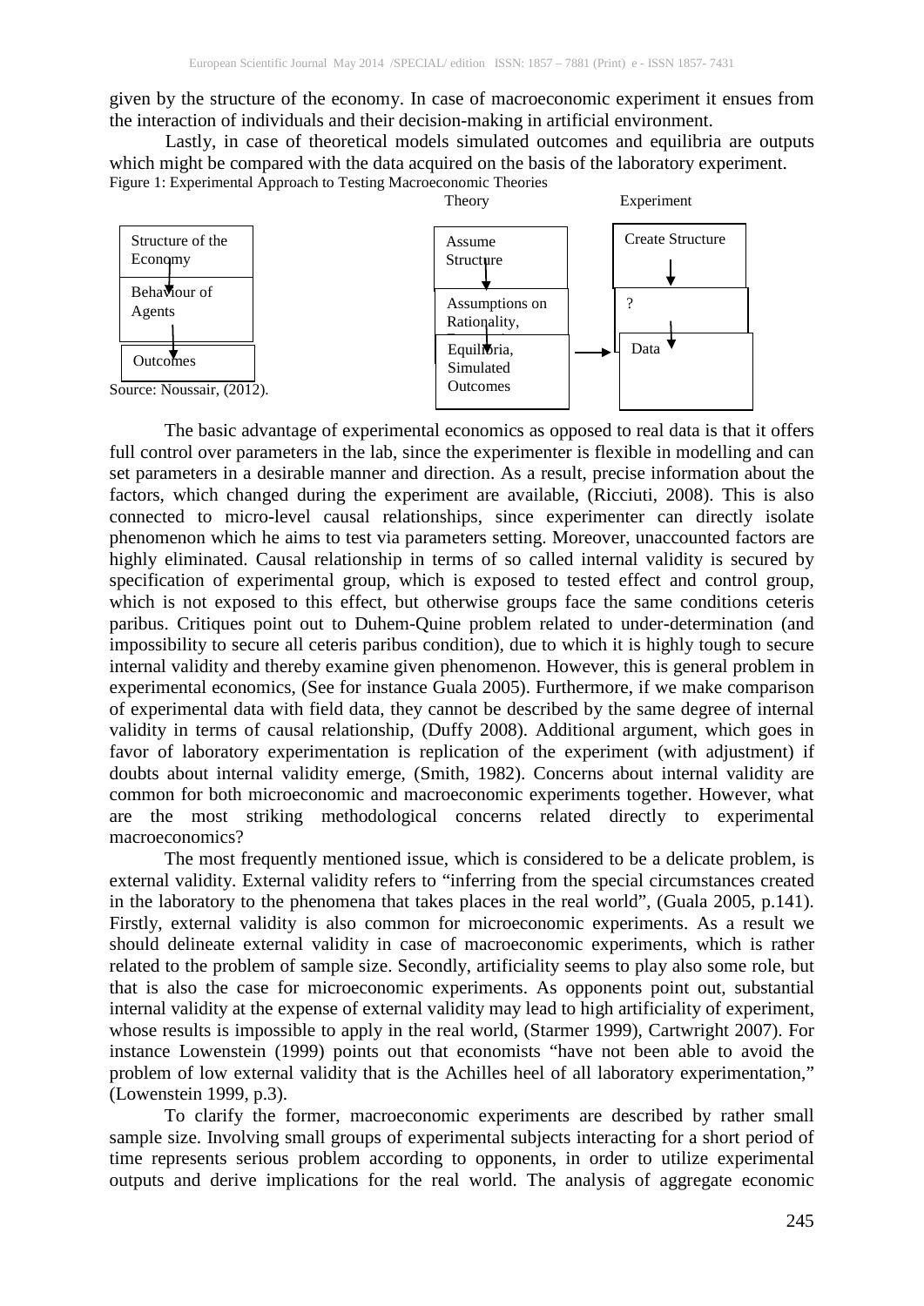given by the structure of the economy. In case of macroeconomic experiment it ensues from the interaction of individuals and their decision-making in artificial environment.

Lastly, in case of theoretical models simulated outcomes and equilibria are outputs which might be compared with the data acquired on the basis of the laboratory experiment.

Figure 1: Experimental Approach to Testing Macroeconomic Theories

| | Theory | Experiment |
|---|---|---|
| Structure of the Economy | Assume Structure | Create Structure |
| ↓ | ↓ | ↓ |
| Behaviour of Agents | Assumptions on Rationality, | ? |
| ↓ | ↓ | ↓ |
| Outcomes | Equilibria, Simulated Outcomes → | Data |

Source: Noussair, (2012).

The basic advantage of experimental economics as opposed to real data is that it offers full control over parameters in the lab, since the experimenter is flexible in modelling and can set parameters in a desirable manner and direction. As a result, precise information about the factors, which changed during the experiment are available, (Ricciuti, 2008). This is also connected to micro-level causal relationships, since experimenter can directly isolate phenomenon which he aims to test via parameters setting. Moreover, unaccounted factors are highly eliminated. Causal relationship in terms of so called internal validity is secured by specification of experimental group, which is exposed to tested effect and control group, which is not exposed to this effect, but otherwise groups face the same conditions ceteris paribus. Critiques point out to Duhem-Quine problem related to under-determination (and impossibility to secure all ceteris paribus condition), due to which it is highly tough to secure internal validity and thereby examine given phenomenon. However, this is general problem in experimental economics, (See for instance Guala 2005). Furthermore, if we make comparison of experimental data with field data, they cannot be described by the same degree of internal validity in terms of causal relationship, (Duffy 2008). Additional argument, which goes in favor of laboratory experimentation is replication of the experiment (with adjustment) if doubts about internal validity emerge, (Smith, 1982). Concerns about internal validity are common for both microeconomic and macroeconomic experiments together. However, what are the most striking methodological concerns related directly to experimental macroeconomics?

The most frequently mentioned issue, which is considered to be a delicate problem, is external validity. External validity refers to "inferring from the special circumstances created in the laboratory to the phenomena that takes places in the real world", (Guala 2005, p.141). Firstly, external validity is also common for microeconomic experiments. As a result we should delineate external validity in case of macroeconomic experiments, which is rather related to the problem of sample size. Secondly, artificiality seems to play also some role, but that is also the case for microeconomic experiments. As opponents point out, substantial internal validity at the expense of external validity may lead to high artificiality of experiment, whose results is impossible to apply in the real world, (Starmer 1999), Cartwright 2007). For instance Lowenstein (1999) points out that economists "have not been able to avoid the problem of low external validity that is the Achilles heel of all laboratory experimentation," (Lowenstein 1999, p.3).

To clarify the former, macroeconomic experiments are described by rather small sample size. Involving small groups of experimental subjects interacting for a short period of time represents serious problem according to opponents, in order to utilize experimental outputs and derive implications for the real world. The analysis of aggregate economic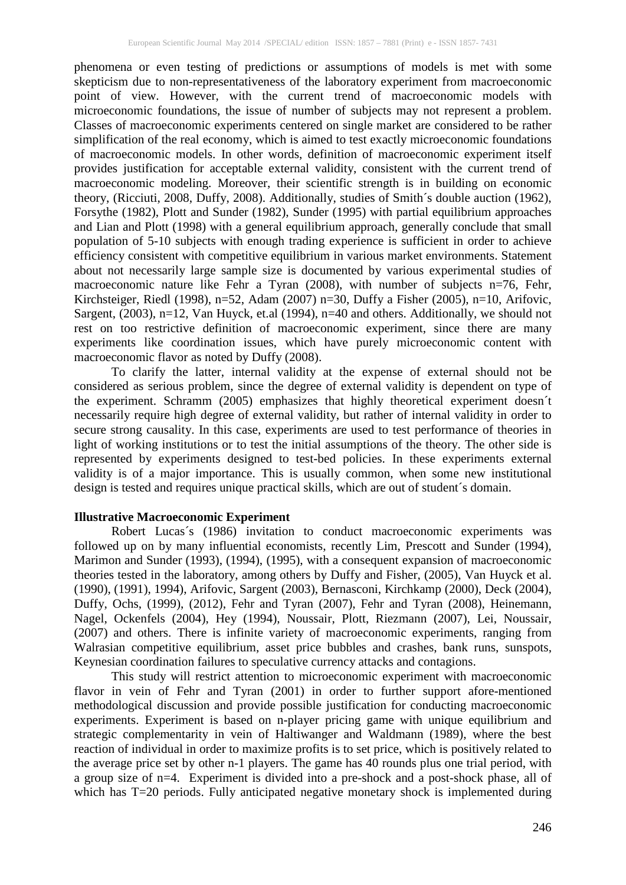phenomena or even testing of predictions or assumptions of models is met with some skepticism due to non-representativeness of the laboratory experiment from macroeconomic point of view. However, with the current trend of macroeconomic models with microeconomic foundations, the issue of number of subjects may not represent a problem. Classes of macroeconomic experiments centered on single market are considered to be rather simplification of the real economy, which is aimed to test exactly microeconomic foundations of macroeconomic models. In other words, definition of macroeconomic experiment itself provides justification for acceptable external validity, consistent with the current trend of macroeconomic modeling. Moreover, their scientific strength is in building on economic theory, (Ricciuti, 2008, Duffy, 2008). Additionally, studies of Smith´s double auction (1962), Forsythe (1982), Plott and Sunder (1982), Sunder (1995) with partial equilibrium approaches and Lian and Plott (1998) with a general equilibrium approach, generally conclude that small population of 5-10 subjects with enough trading experience is sufficient in order to achieve efficiency consistent with competitive equilibrium in various market environments. Statement about not necessarily large sample size is documented by various experimental studies of macroeconomic nature like Fehr a Tyran (2008), with number of subjects n=76, Fehr, Kirchsteiger, Riedl (1998), n=52, Adam (2007) n=30, Duffy a Fisher (2005), n=10, Arifovic, Sargent, (2003), n=12, Van Huyck, et.al (1994), n=40 and others. Additionally, we should not rest on too restrictive definition of macroeconomic experiment, since there are many experiments like coordination issues, which have purely microeconomic content with macroeconomic flavor as noted by Duffy (2008).

To clarify the latter, internal validity at the expense of external should not be considered as serious problem, since the degree of external validity is dependent on type of the experiment. Schramm (2005) emphasizes that highly theoretical experiment doesn´t necessarily require high degree of external validity, but rather of internal validity in order to secure strong causality. In this case, experiments are used to test performance of theories in light of working institutions or to test the initial assumptions of the theory. The other side is represented by experiments designed to test-bed policies. In these experiments external validity is of a major importance. This is usually common, when some new institutional design is tested and requires unique practical skills, which are out of student´s domain.

**Illustrative Macroeconomic Experiment**

Robert Lucas´s (1986) invitation to conduct macroeconomic experiments was followed up on by many influential economists, recently Lim, Prescott and Sunder (1994), Marimon and Sunder (1993), (1994), (1995), with a consequent expansion of macroeconomic theories tested in the laboratory, among others by Duffy and Fisher, (2005), Van Huyck et al. (1990), (1991), 1994), Arifovic, Sargent (2003), Bernasconi, Kirchkamp (2000), Deck (2004), Duffy, Ochs, (1999), (2012), Fehr and Tyran (2007), Fehr and Tyran (2008), Heinemann, Nagel, Ockenfels (2004), Hey (1994), Noussair, Plott, Riezmann (2007), Lei, Noussair, (2007) and others. There is infinite variety of macroeconomic experiments, ranging from Walrasian competitive equilibrium, asset price bubbles and crashes, bank runs, sunspots, Keynesian coordination failures to speculative currency attacks and contagions.

This study will restrict attention to microeconomic experiment with macroeconomic flavor in vein of Fehr and Tyran (2001) in order to further support afore-mentioned methodological discussion and provide possible justification for conducting macroeconomic experiments. Experiment is based on n-player pricing game with unique equilibrium and strategic complementarity in vein of Haltiwanger and Waldmann (1989), where the best reaction of individual in order to maximize profits is to set price, which is positively related to the average price set by other n-1 players. The game has 40 rounds plus one trial period, with a group size of n=4. Experiment is divided into a pre-shock and a post-shock phase, all of which has T=20 periods. Fully anticipated negative monetary shock is implemented during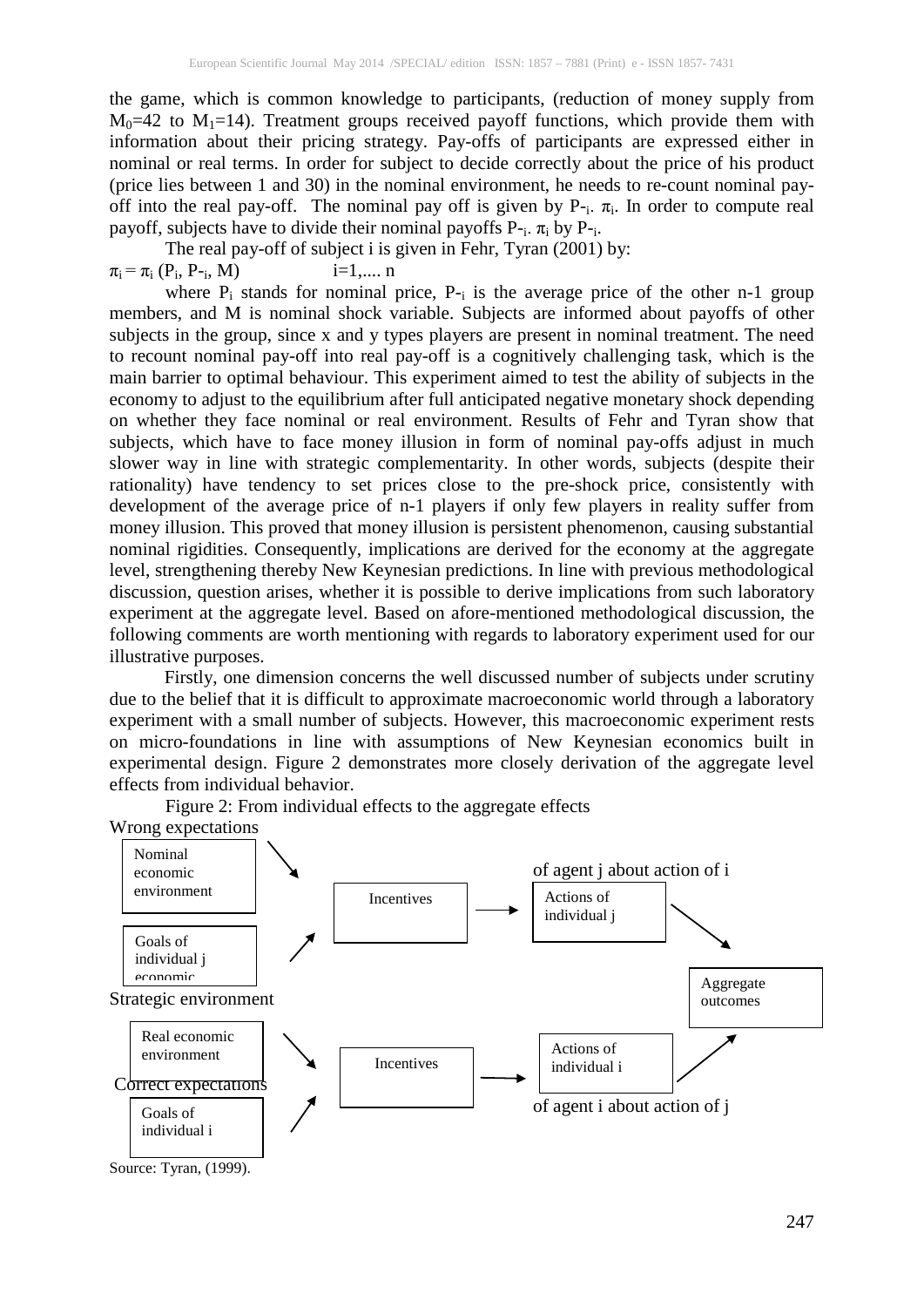the game, which is common knowledge to participants, (reduction of money supply from $M_0$=42 to $M_1$=14). Treatment groups received payoff functions, which provide them with information about their pricing strategy. Pay-offs of participants are expressed either in nominal or real terms. In order for subject to decide correctly about the price of his product (price lies between 1 and 30) in the nominal environment, he needs to re-count nominal pay-off into the real pay-off. The nominal pay off is given by $P_{-i}. \pi_i$. In order to compute real payoff, subjects have to divide their nominal payoffs $P_{-i}. \pi_i$ by $P_{-i}$.

The real pay-off of subject i is given in Fehr, Tyran (2001) by:

$$\pi_i = \pi_i (P_i, P_{-i}, M) \qquad i=1,.... n$$

where $P_i$ stands for nominal price, $P_{-i}$ is the average price of the other n-1 group members, and M is nominal shock variable. Subjects are informed about payoffs of other subjects in the group, since x and y types players are present in nominal treatment. The need to recount nominal pay-off into real pay-off is a cognitively challenging task, which is the main barrier to optimal behaviour. This experiment aimed to test the ability of subjects in the economy to adjust to the equilibrium after full anticipated negative monetary shock depending on whether they face nominal or real environment. Results of Fehr and Tyran show that subjects, which have to face money illusion in form of nominal pay-offs adjust in much slower way in line with strategic complementarity. In other words, subjects (despite their rationality) have tendency to set prices close to the pre-shock price, consistently with development of the average price of n-1 players if only few players in reality suffer from money illusion. This proved that money illusion is persistent phenomenon, causing substantial nominal rigidities. Consequently, implications are derived for the economy at the aggregate level, strengthening thereby New Keynesian predictions. In line with previous methodological discussion, question arises, whether it is possible to derive implications from such laboratory experiment at the aggregate level. Based on afore-mentioned methodological discussion, the following comments are worth mentioning with regards to laboratory experiment used for our illustrative purposes.

Firstly, one dimension concerns the well discussed number of subjects under scrutiny due to the belief that it is difficult to approximate macroeconomic world through a laboratory experiment with a small number of subjects. However, this macroeconomic experiment rests on micro-foundations in line with assumptions of New Keynesian economics built in experimental design. Figure 2 demonstrates more closely derivation of the aggregate level effects from individual behavior.

Figure 2: From individual effects to the aggregate effects

Wrong expectations

Nominal economic environment → Incentives → Actions of individual j (of agent j about action of i) → Aggregate outcomes

Goals of individual j economic → Incentives

Strategic environment

Real economic environment → Incentives → Actions of individual i (of agent i about action of j) → Aggregate outcomes

Correct expectations

Goals of individual i → Incentives

Source: Tyran, (1999).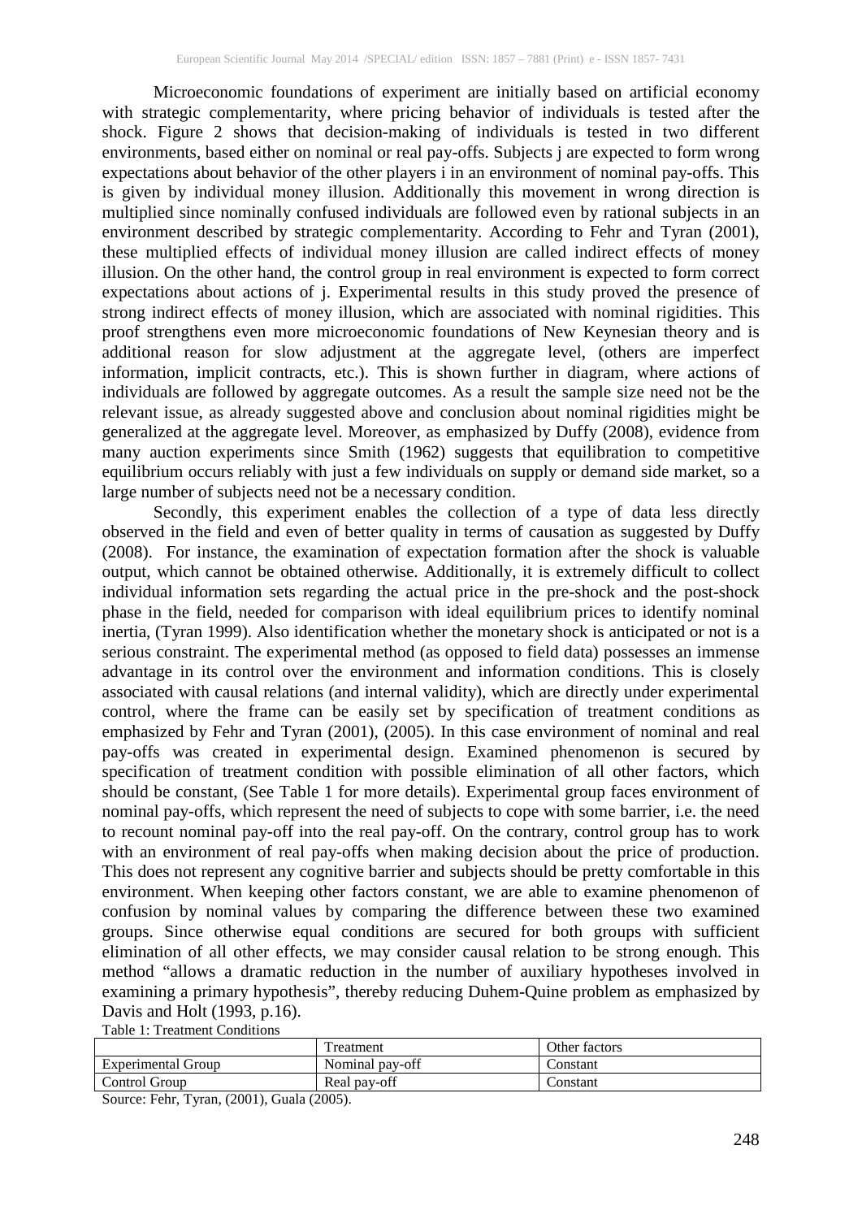Microeconomic foundations of experiment are initially based on artificial economy with strategic complementarity, where pricing behavior of individuals is tested after the shock. Figure 2 shows that decision-making of individuals is tested in two different environments, based either on nominal or real pay-offs. Subjects j are expected to form wrong expectations about behavior of the other players i in an environment of nominal pay-offs. This is given by individual money illusion. Additionally this movement in wrong direction is multiplied since nominally confused individuals are followed even by rational subjects in an environment described by strategic complementarity. According to Fehr and Tyran (2001), these multiplied effects of individual money illusion are called indirect effects of money illusion. On the other hand, the control group in real environment is expected to form correct expectations about actions of j. Experimental results in this study proved the presence of strong indirect effects of money illusion, which are associated with nominal rigidities. This proof strengthens even more microeconomic foundations of New Keynesian theory and is additional reason for slow adjustment at the aggregate level, (others are imperfect information, implicit contracts, etc.). This is shown further in diagram, where actions of individuals are followed by aggregate outcomes. As a result the sample size need not be the relevant issue, as already suggested above and conclusion about nominal rigidities might be generalized at the aggregate level. Moreover, as emphasized by Duffy (2008), evidence from many auction experiments since Smith (1962) suggests that equilibration to competitive equilibrium occurs reliably with just a few individuals on supply or demand side market, so a large number of subjects need not be a necessary condition.

Secondly, this experiment enables the collection of a type of data less directly observed in the field and even of better quality in terms of causation as suggested by Duffy (2008). For instance, the examination of expectation formation after the shock is valuable output, which cannot be obtained otherwise. Additionally, it is extremely difficult to collect individual information sets regarding the actual price in the pre-shock and the post-shock phase in the field, needed for comparison with ideal equilibrium prices to identify nominal inertia, (Tyran 1999). Also identification whether the monetary shock is anticipated or not is a serious constraint. The experimental method (as opposed to field data) possesses an immense advantage in its control over the environment and information conditions. This is closely associated with causal relations (and internal validity), which are directly under experimental control, where the frame can be easily set by specification of treatment conditions as emphasized by Fehr and Tyran (2001), (2005). In this case environment of nominal and real pay-offs was created in experimental design. Examined phenomenon is secured by specification of treatment condition with possible elimination of all other factors, which should be constant, (See Table 1 for more details). Experimental group faces environment of nominal pay-offs, which represent the need of subjects to cope with some barrier, i.e. the need to recount nominal pay-off into the real pay-off. On the contrary, control group has to work with an environment of real pay-offs when making decision about the price of production. This does not represent any cognitive barrier and subjects should be pretty comfortable in this environment. When keeping other factors constant, we are able to examine phenomenon of confusion by nominal values by comparing the difference between these two examined groups. Since otherwise equal conditions are secured for both groups with sufficient elimination of all other effects, we may consider causal relation to be strong enough. This method "allows a dramatic reduction in the number of auxiliary hypotheses involved in examining a primary hypothesis", thereby reducing Duhem-Quine problem as emphasized by Davis and Holt (1993, p.16).

Table 1: Treatment Conditions

| | Treatment | Other factors |
|---|---|---|
| Experimental Group | Nominal pay-off | Constant |
| Control Group | Real pay-off | Constant |

Source: Fehr, Tyran, (2001), Guala (2005).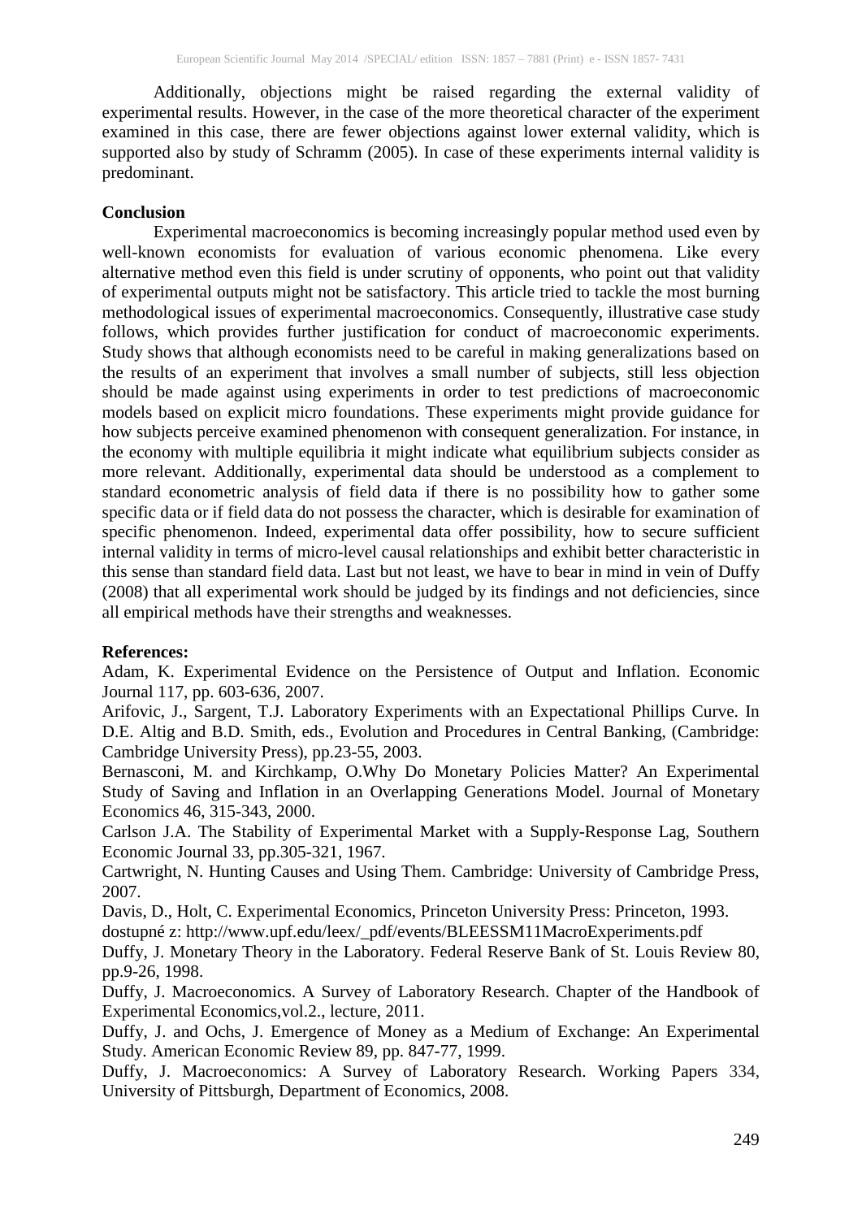Additionally, objections might be raised regarding the external validity of experimental results. However, in the case of the more theoretical character of the experiment examined in this case, there are fewer objections against lower external validity, which is supported also by study of Schramm (2005). In case of these experiments internal validity is predominant.

**Conclusion**

Experimental macroeconomics is becoming increasingly popular method used even by well-known economists for evaluation of various economic phenomena. Like every alternative method even this field is under scrutiny of opponents, who point out that validity of experimental outputs might not be satisfactory. This article tried to tackle the most burning methodological issues of experimental macroeconomics. Consequently, illustrative case study follows, which provides further justification for conduct of macroeconomic experiments. Study shows that although economists need to be careful in making generalizations based on the results of an experiment that involves a small number of subjects, still less objection should be made against using experiments in order to test predictions of macroeconomic models based on explicit micro foundations. These experiments might provide guidance for how subjects perceive examined phenomenon with consequent generalization. For instance, in the economy with multiple equilibria it might indicate what equilibrium subjects consider as more relevant. Additionally, experimental data should be understood as a complement to standard econometric analysis of field data if there is no possibility how to gather some specific data or if field data do not possess the character, which is desirable for examination of specific phenomenon. Indeed, experimental data offer possibility, how to secure sufficient internal validity in terms of micro-level causal relationships and exhibit better characteristic in this sense than standard field data. Last but not least, we have to bear in mind in vein of Duffy (2008) that all experimental work should be judged by its findings and not deficiencies, since all empirical methods have their strengths and weaknesses.

**References:**

Adam, K. Experimental Evidence on the Persistence of Output and Inflation. Economic Journal 117, pp. 603-636, 2007.

Arifovic, J., Sargent, T.J. Laboratory Experiments with an Expectational Phillips Curve. In D.E. Altig and B.D. Smith, eds., Evolution and Procedures in Central Banking, (Cambridge: Cambridge University Press), pp.23-55, 2003.

Bernasconi, M. and Kirchkamp, O.Why Do Monetary Policies Matter? An Experimental Study of Saving and Inflation in an Overlapping Generations Model. Journal of Monetary Economics 46, 315-343, 2000.

Carlson J.A. The Stability of Experimental Market with a Supply-Response Lag, Southern Economic Journal 33, pp.305-321, 1967.

Cartwright, N. Hunting Causes and Using Them. Cambridge: University of Cambridge Press, 2007.

Davis, D., Holt, C. Experimental Economics, Princeton University Press: Princeton, 1993.

dostupné z: http://www.upf.edu/leex/_pdf/events/BLEESSM11MacroExperiments.pdf

Duffy, J. Monetary Theory in the Laboratory. Federal Reserve Bank of St. Louis Review 80, pp.9-26, 1998.

Duffy, J. Macroeconomics. A Survey of Laboratory Research. Chapter of the Handbook of Experimental Economics,vol.2., lecture, 2011.

Duffy, J. and Ochs, J. Emergence of Money as a Medium of Exchange: An Experimental Study. American Economic Review 89, pp. 847-77, 1999.

Duffy, J. Macroeconomics: A Survey of Laboratory Research. Working Papers 334, University of Pittsburgh, Department of Economics, 2008.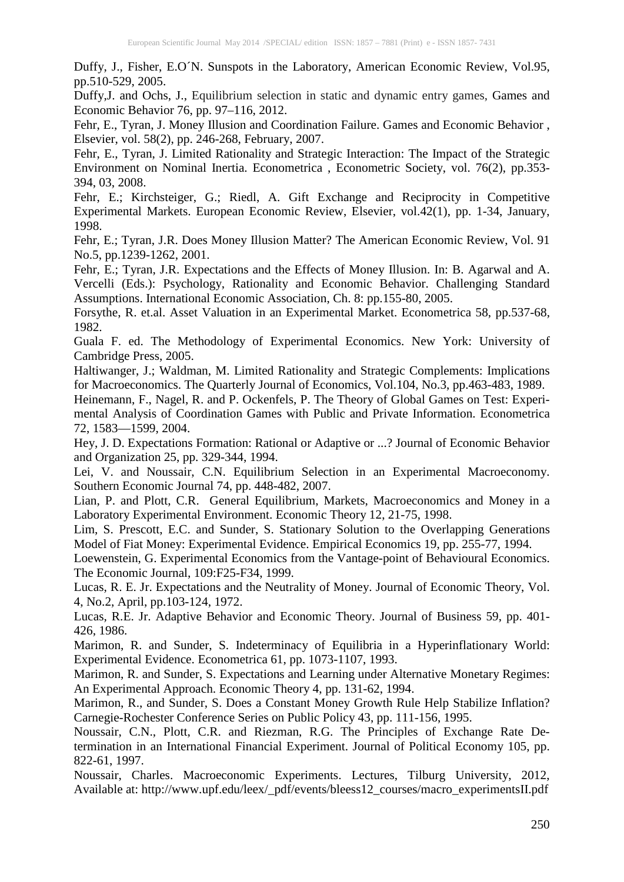Duffy, J., Fisher, E.O´N. Sunspots in the Laboratory, American Economic Review, Vol.95, pp.510-529, 2005.

Duffy,J. and Ochs, J., Equilibrium selection in static and dynamic entry games, Games and Economic Behavior 76, pp. 97–116, 2012.

Fehr, E., Tyran, J. Money Illusion and Coordination Failure. Games and Economic Behavior , Elsevier, vol. 58(2), pp. 246-268, February, 2007.

Fehr, E., Tyran, J. Limited Rationality and Strategic Interaction: The Impact of the Strategic Environment on Nominal Inertia. Econometrica , Econometric Society, vol. 76(2), pp.353-394, 03, 2008.

Fehr, E.; Kirchsteiger, G.; Riedl, A. Gift Exchange and Reciprocity in Competitive Experimental Markets. European Economic Review, Elsevier, vol.42(1), pp. 1-34, January, 1998.

Fehr, E.; Tyran, J.R. Does Money Illusion Matter? The American Economic Review, Vol. 91 No.5, pp.1239-1262, 2001.

Fehr, E.; Tyran, J.R. Expectations and the Effects of Money Illusion. In: B. Agarwal and A. Vercelli (Eds.): Psychology, Rationality and Economic Behavior. Challenging Standard Assumptions. International Economic Association, Ch. 8: pp.155-80, 2005.

Forsythe, R. et.al. Asset Valuation in an Experimental Market. Econometrica 58, pp.537-68, 1982.

Guala F. ed. The Methodology of Experimental Economics. New York: University of Cambridge Press, 2005.

Haltiwanger, J.; Waldman, M. Limited Rationality and Strategic Complements: Implications for Macroeconomics. The Quarterly Journal of Economics, Vol.104, No.3, pp.463-483, 1989.

Heinemann, F., Nagel, R. and P. Ockenfels, P. The Theory of Global Games on Test: Experimental Analysis of Coordination Games with Public and Private Information. Econometrica 72, 1583—1599, 2004.

Hey, J. D. Expectations Formation: Rational or Adaptive or ...? Journal of Economic Behavior and Organization 25, pp. 329-344, 1994.

Lei, V. and Noussair, C.N. Equilibrium Selection in an Experimental Macroeconomy. Southern Economic Journal 74, pp. 448-482, 2007.

Lian, P. and Plott, C.R. General Equilibrium, Markets, Macroeconomics and Money in a Laboratory Experimental Environment. Economic Theory 12, 21-75, 1998.

Lim, S. Prescott, E.C. and Sunder, S. Stationary Solution to the Overlapping Generations Model of Fiat Money: Experimental Evidence. Empirical Economics 19, pp. 255-77, 1994.

Loewenstein, G. Experimental Economics from the Vantage-point of Behavioural Economics. The Economic Journal, 109:F25-F34, 1999.

Lucas, R. E. Jr. Expectations and the Neutrality of Money. Journal of Economic Theory, Vol. 4, No.2, April, pp.103-124, 1972.

Lucas, R.E. Jr. Adaptive Behavior and Economic Theory. Journal of Business 59, pp. 401-426, 1986.

Marimon, R. and Sunder, S. Indeterminacy of Equilibria in a Hyperinflationary World: Experimental Evidence. Econometrica 61, pp. 1073-1107, 1993.

Marimon, R. and Sunder, S. Expectations and Learning under Alternative Monetary Regimes: An Experimental Approach. Economic Theory 4, pp. 131-62, 1994.

Marimon, R., and Sunder, S. Does a Constant Money Growth Rule Help Stabilize Inflation? Carnegie-Rochester Conference Series on Public Policy 43, pp. 111-156, 1995.

Noussair, C.N., Plott, C.R. and Riezman, R.G. The Principles of Exchange Rate Determination in an International Financial Experiment. Journal of Political Economy 105, pp. 822-61, 1997.

Noussair, Charles. Macroeconomic Experiments. Lectures, Tilburg University, 2012, Available at: http://www.upf.edu/leex/_pdf/events/bleess12_courses/macro_experimentsII.pdf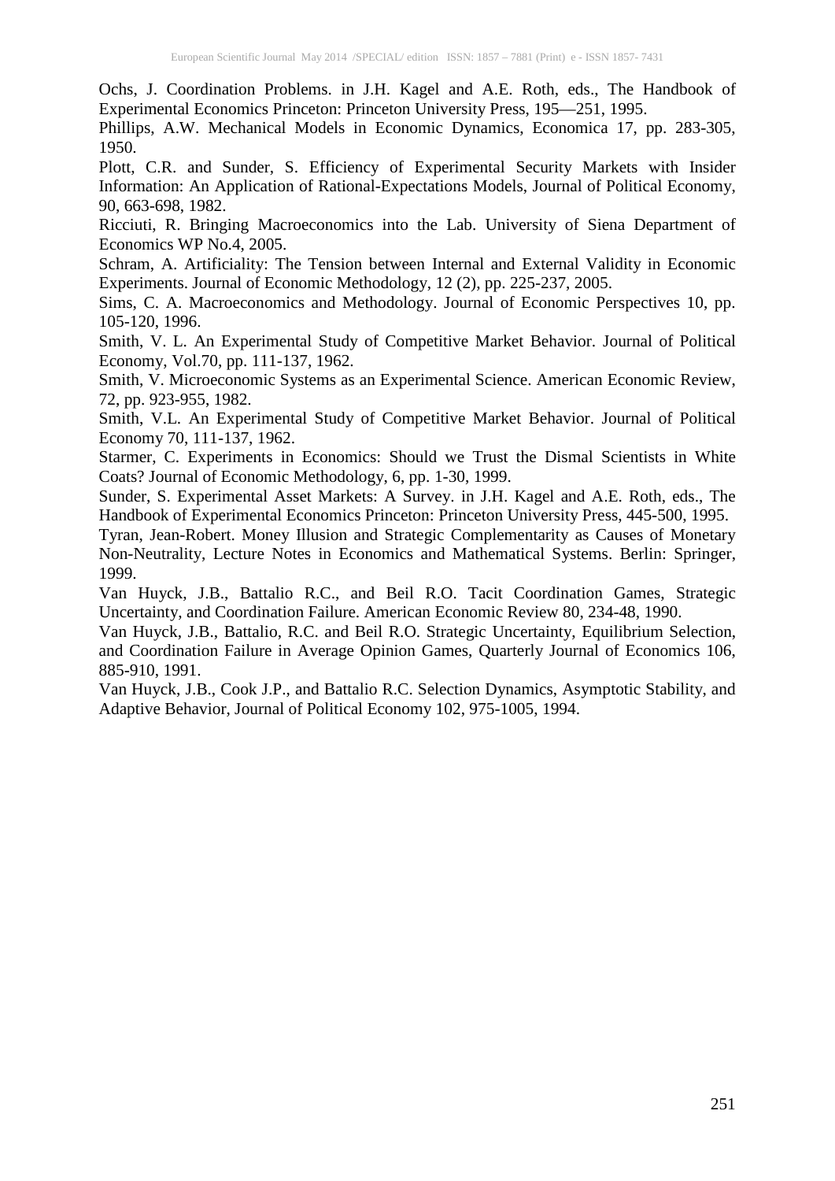Ochs, J. Coordination Problems. in J.H. Kagel and A.E. Roth, eds., The Handbook of Experimental Economics Princeton: Princeton University Press, 195—251, 1995.

Phillips, A.W. Mechanical Models in Economic Dynamics, Economica 17, pp. 283-305, 1950.

Plott, C.R. and Sunder, S. Efficiency of Experimental Security Markets with Insider Information: An Application of Rational-Expectations Models, Journal of Political Economy, 90, 663-698, 1982.

Ricciuti, R. Bringing Macroeconomics into the Lab. University of Siena Department of Economics WP No.4, 2005.

Schram, A. Artificiality: The Tension between Internal and External Validity in Economic Experiments. Journal of Economic Methodology, 12 (2), pp. 225-237, 2005.

Sims, C. A. Macroeconomics and Methodology. Journal of Economic Perspectives 10, pp. 105-120, 1996.

Smith, V. L. An Experimental Study of Competitive Market Behavior. Journal of Political Economy, Vol.70, pp. 111-137, 1962.

Smith, V. Microeconomic Systems as an Experimental Science. American Economic Review, 72, pp. 923-955, 1982.

Smith, V.L. An Experimental Study of Competitive Market Behavior. Journal of Political Economy 70, 111-137, 1962.

Starmer, C. Experiments in Economics: Should we Trust the Dismal Scientists in White Coats? Journal of Economic Methodology, 6, pp. 1-30, 1999.

Sunder, S. Experimental Asset Markets: A Survey. in J.H. Kagel and A.E. Roth, eds., The Handbook of Experimental Economics Princeton: Princeton University Press, 445-500, 1995.

Tyran, Jean-Robert. Money Illusion and Strategic Complementarity as Causes of Monetary Non-Neutrality, Lecture Notes in Economics and Mathematical Systems. Berlin: Springer, 1999.

Van Huyck, J.B., Battalio R.C., and Beil R.O. Tacit Coordination Games, Strategic Uncertainty, and Coordination Failure. American Economic Review 80, 234-48, 1990.

Van Huyck, J.B., Battalio, R.C. and Beil R.O. Strategic Uncertainty, Equilibrium Selection, and Coordination Failure in Average Opinion Games, Quarterly Journal of Economics 106, 885-910, 1991.

Van Huyck, J.B., Cook J.P., and Battalio R.C. Selection Dynamics, Asymptotic Stability, and Adaptive Behavior, Journal of Political Economy 102, 975-1005, 1994.